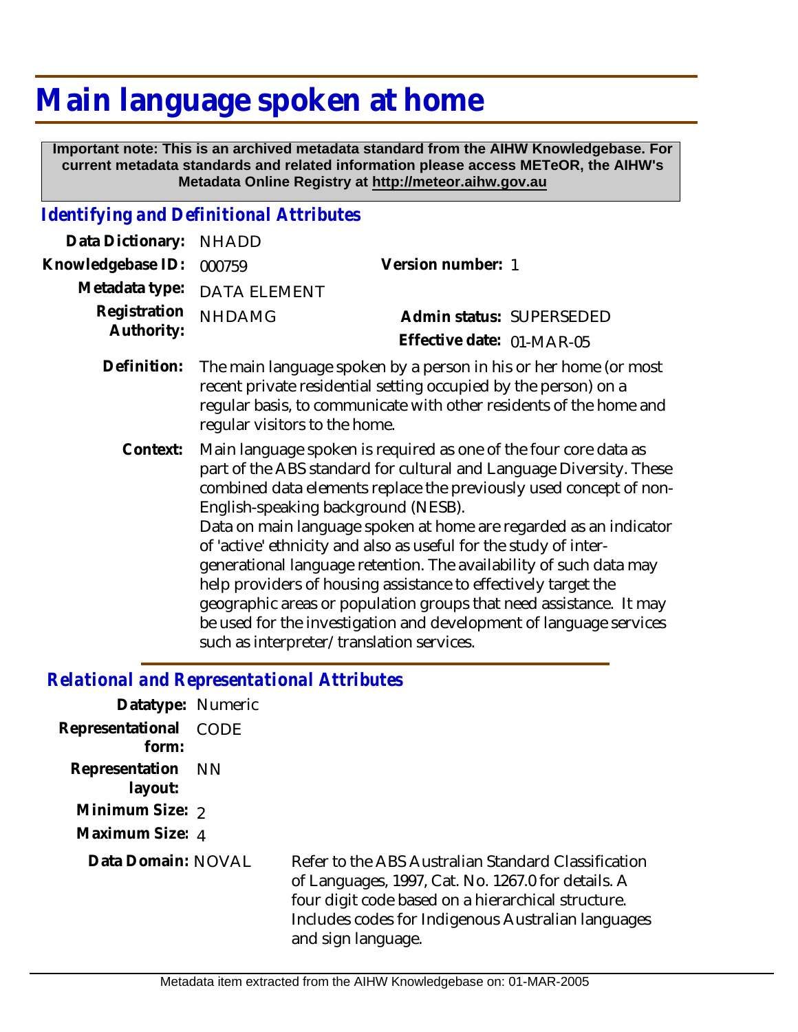# Main language spoken at home

**Important note: This is an archived metadata standard from the AIHW Knowledgebase. For current metadata standards and related information please access METeOR, the AIHW's Metadata Online Registry at http://meteor.aihw.gov.au**

## *Identifying and Definitional Attributes*

**Data Dictionary:** NHADD

**Knowledgebase ID:** 000759

**Version number:** 1

**Metadata type:** DATA ELEMENT

**Registration Authority:** NHDAMG

**Admin status:** SUPERSEDED

**Effective date:** 01-MAR-05

**Definition:** The main language spoken by a person in his or her home (or most recent private residential setting occupied by the person) on a regular basis, to communicate with other residents of the home and regular visitors to the home.

**Context:** Main language spoken is required as one of the four core data as part of the ABS standard for cultural and Language Diversity. These combined data elements replace the previously used concept of non-English-speaking background (NESB).
Data on main language spoken at home are regarded as an indicator of 'active' ethnicity and also as useful for the study of inter-generational language retention. The availability of such data may help providers of housing assistance to effectively target the geographic areas or population groups that need assistance. It may be used for the investigation and development of language services such as interpreter/translation services.

## *Relational and Representational Attributes*

**Datatype:** Numeric

**Representational form:** CODE

**Representation layout:** NN

**Minimum Size:** 2

**Maximum Size:** 4

**Data Domain:** NOVAL

Refer to the ABS Australian Standard Classification of Languages, 1997, Cat. No. 1267.0 for details. A four digit code based on a hierarchical structure. Includes codes for Indigenous Australian languages and sign language.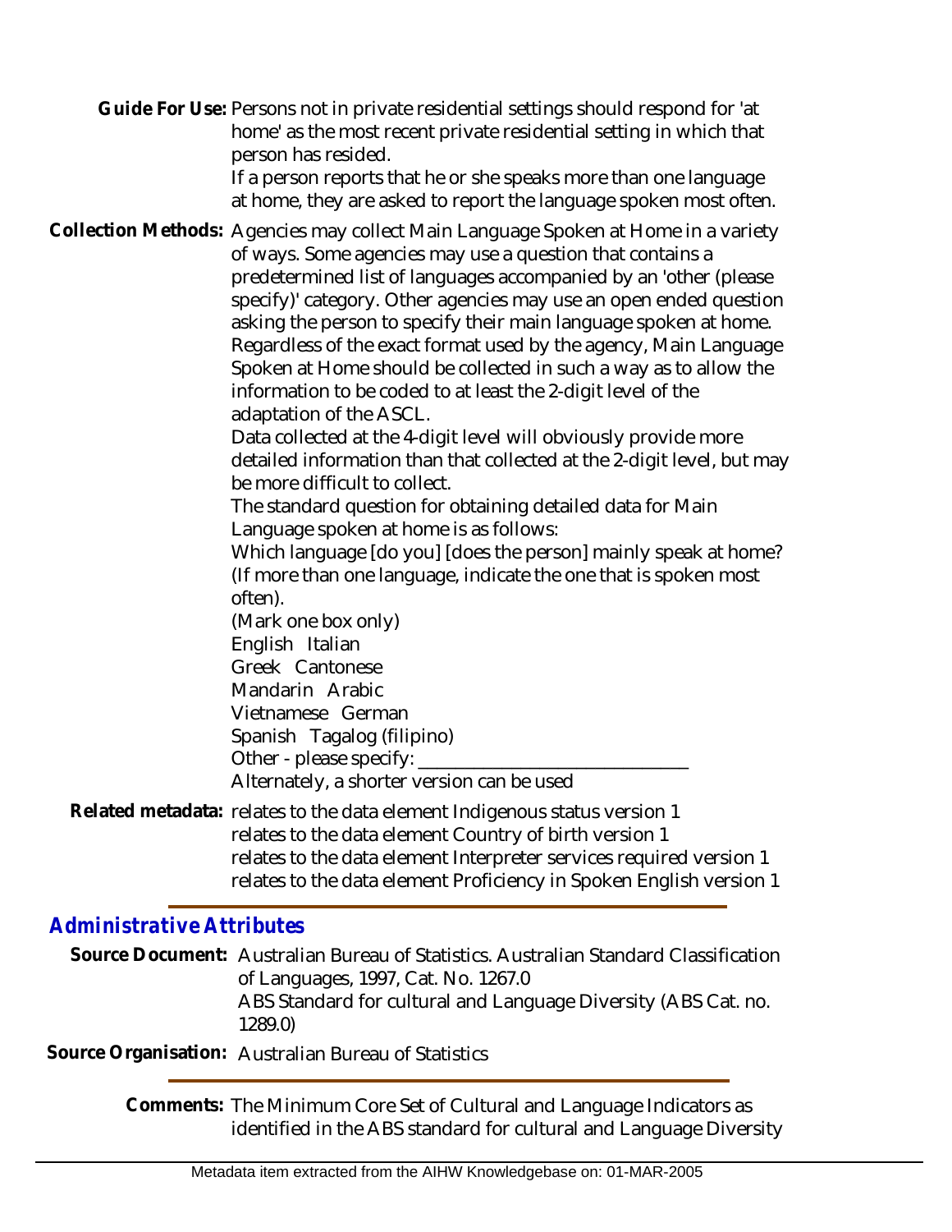**Guide For Use:** Persons not in private residential settings should respond for 'at home' as the most recent private residential setting in which that person has resided.
If a person reports that he or she speaks more than one language at home, they are asked to report the language spoken most often.

**Collection Methods:** Agencies may collect Main Language Spoken at Home in a variety of ways. Some agencies may use a question that contains a predetermined list of languages accompanied by an 'other (please specify)' category. Other agencies may use an open ended question asking the person to specify their main language spoken at home. Regardless of the exact format used by the agency, Main Language Spoken at Home should be collected in such a way as to allow the information to be coded to at least the 2-digit level of the adaptation of the ASCL.
Data collected at the 4-digit level will obviously provide more detailed information than that collected at the 2-digit level, but may be more difficult to collect.
The standard question for obtaining detailed data for Main Language spoken at home is as follows:
Which language [do you] [does the person] mainly speak at home? (If more than one language, indicate the one that is spoken most often).
(Mark one box only)
English Italian
Greek Cantonese
Mandarin Arabic
Vietnamese German
Spanish Tagalog (filipino)
Other - please specify: ___________________________
Alternately, a shorter version can be used

**Related metadata:** relates to the data element Indigenous status version 1
relates to the data element Country of birth version 1
relates to the data element Interpreter services required version 1
relates to the data element Proficiency in Spoken English version 1

## Administrative Attributes

**Source Document:** Australian Bureau of Statistics. Australian Standard Classification of Languages, 1997, Cat. No. 1267.0
ABS Standard for cultural and Language Diversity (ABS Cat. no. 1289.0)

**Source Organisation:** Australian Bureau of Statistics

**Comments:** The Minimum Core Set of Cultural and Language Indicators as identified in the ABS standard for cultural and Language Diversity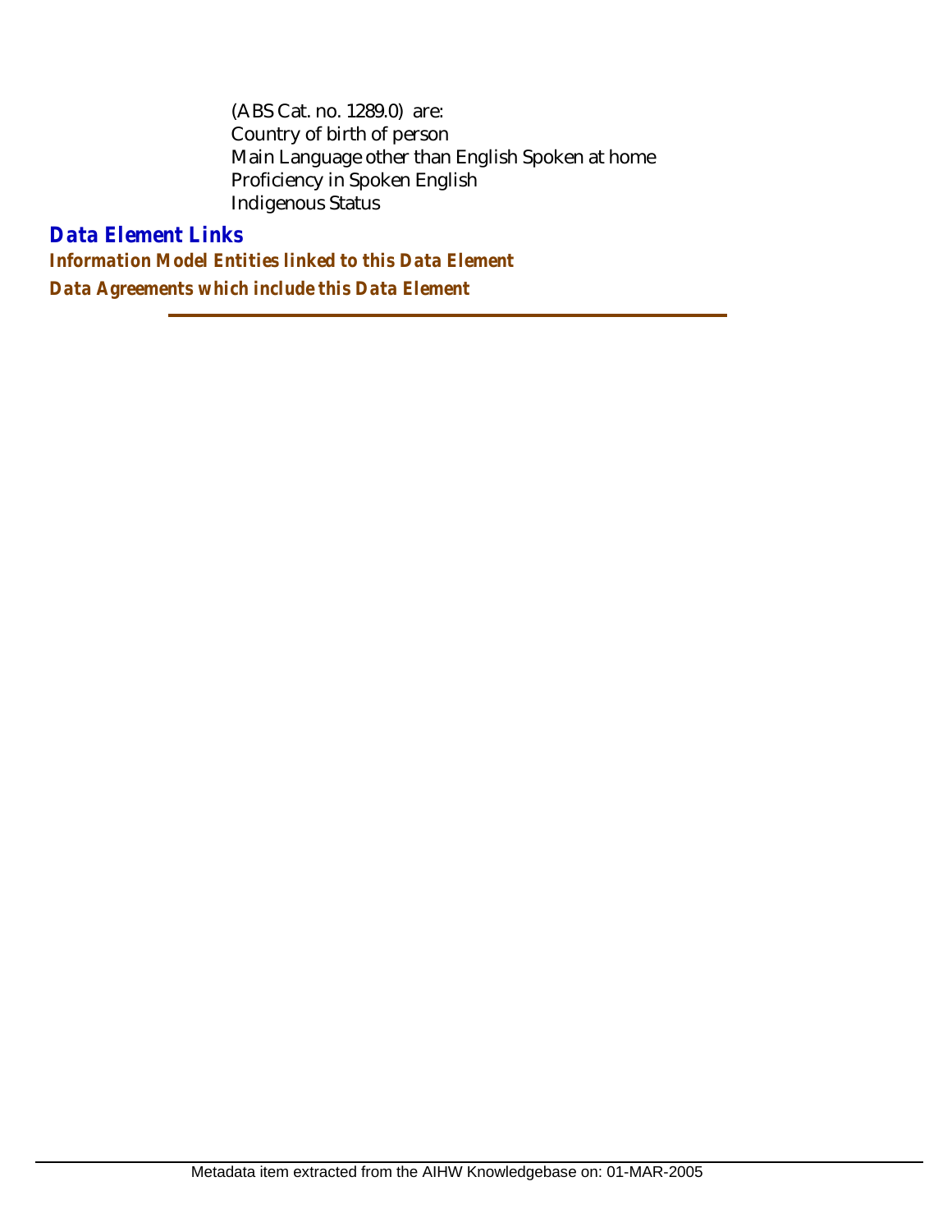(ABS Cat. no. 1289.0) are:
Country of birth of person
Main Language other than English Spoken at home
Proficiency in Spoken English
Indigenous Status

## Data Element Links

***Information Model Entities linked to this Data Element***

***Data Agreements which include this Data Element***

---

Metadata item extracted from the AIHW Knowledgebase on: 01-MAR-2005